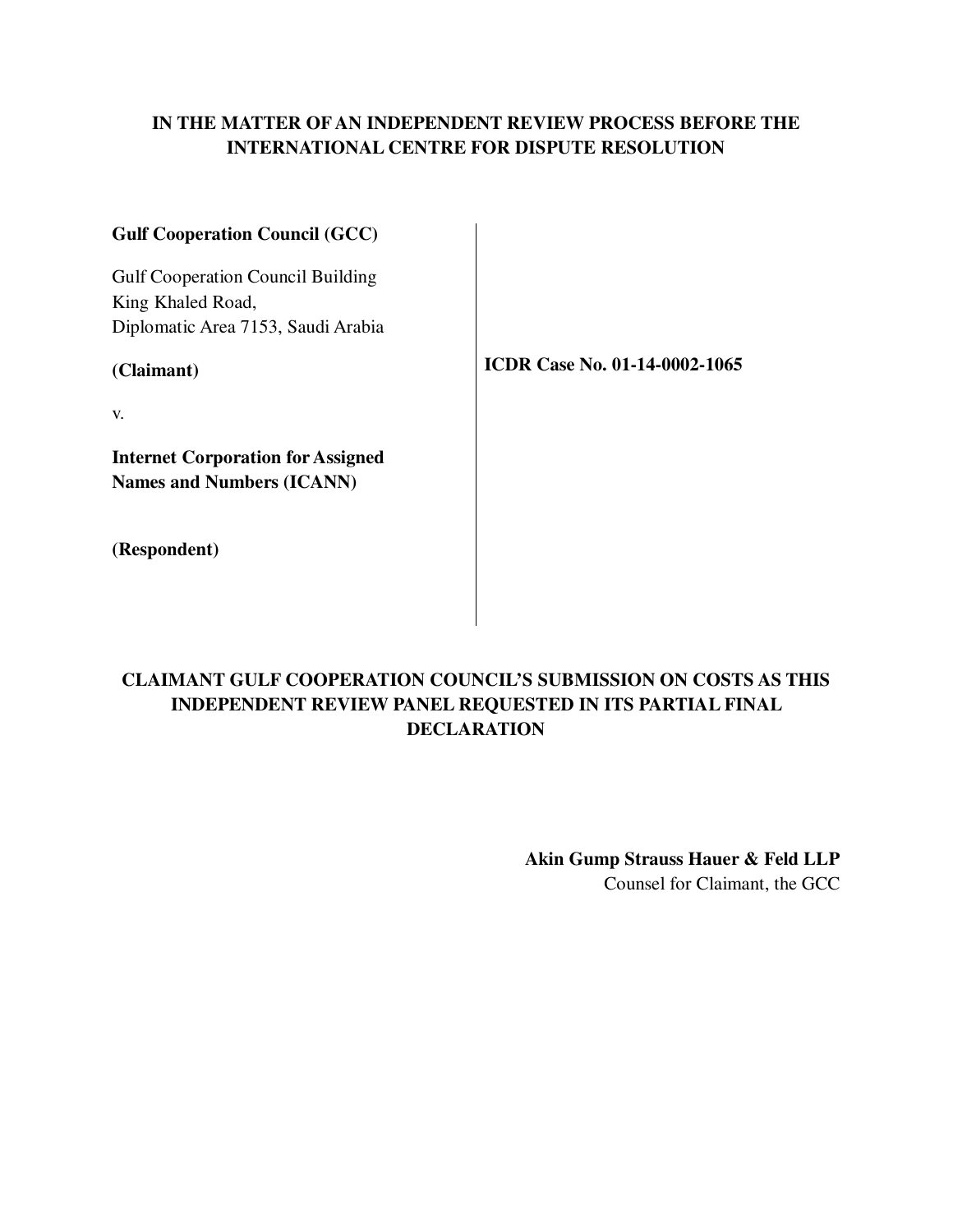**IN THE MATTER OF AN INDEPENDENT REVIEW PROCESS BEFORE THE INTERNATIONAL CENTRE FOR DISPUTE RESOLUTION**

**Gulf Cooperation Council (GCC)**

Gulf Cooperation Council Building
King Khaled Road,
Diplomatic Area 7153, Saudi Arabia

**(Claimant)**

v.

**Internet Corporation for Assigned Names and Numbers (ICANN)**

**(Respondent)**

**ICDR Case No. 01-14-0002-1065**

**CLAIMANT GULF COOPERATION COUNCIL'S SUBMISSION ON COSTS AS THIS INDEPENDENT REVIEW PANEL REQUESTED IN ITS PARTIAL FINAL DECLARATION**

**Akin Gump Strauss Hauer & Feld LLP**
Counsel for Claimant, the GCC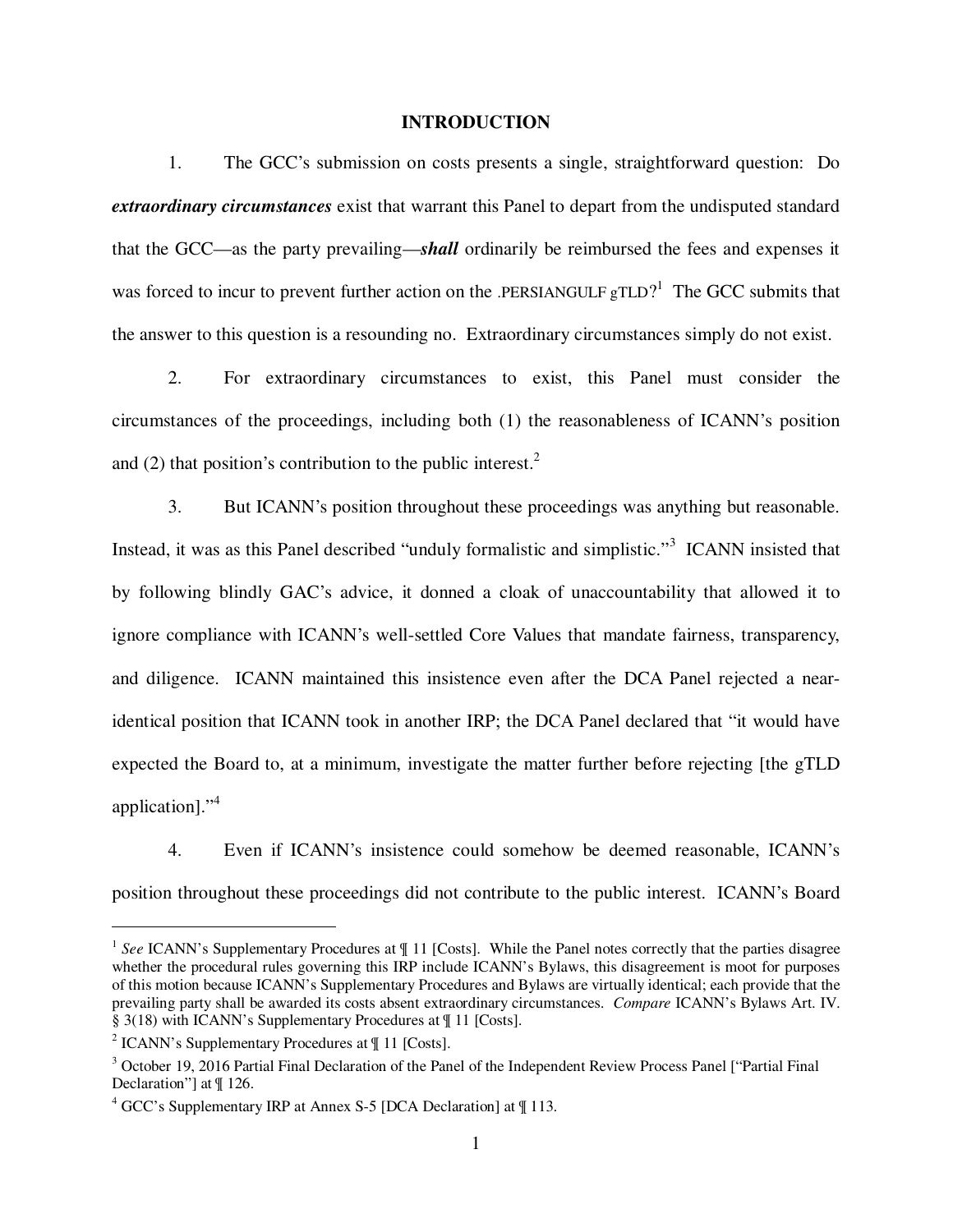## INTRODUCTION

1. The GCC's submission on costs presents a single, straightforward question: Do ***extraordinary circumstances*** exist that warrant this Panel to depart from the undisputed standard that the GCC—as the party prevailing—***shall*** ordinarily be reimbursed the fees and expenses it was forced to incur to prevent further action on the .PERSIANGULF gTLD?[1] The GCC submits that the answer to this question is a resounding no. Extraordinary circumstances simply do not exist.

2. For extraordinary circumstances to exist, this Panel must consider the circumstances of the proceedings, including both (1) the reasonableness of ICANN's position and (2) that position's contribution to the public interest.[2]

3. But ICANN's position throughout these proceedings was anything but reasonable. Instead, it was as this Panel described "unduly formalistic and simplistic."[3] ICANN insisted that by following blindly GAC's advice, it donned a cloak of unaccountability that allowed it to ignore compliance with ICANN's well-settled Core Values that mandate fairness, transparency, and diligence. ICANN maintained this insistence even after the DCA Panel rejected a near-identical position that ICANN took in another IRP; the DCA Panel declared that "it would have expected the Board to, at a minimum, investigate the matter further before rejecting [the gTLD application]."[4]

4. Even if ICANN's insistence could somehow be deemed reasonable, ICANN's position throughout these proceedings did not contribute to the public interest. ICANN's Board

---

[1] *See* ICANN's Supplementary Procedures at ¶ 11 [Costs]. While the Panel notes correctly that the parties disagree whether the procedural rules governing this IRP include ICANN's Bylaws, this disagreement is moot for purposes of this motion because ICANN's Supplementary Procedures and Bylaws are virtually identical; each provide that the prevailing party shall be awarded its costs absent extraordinary circumstances. *Compare* ICANN's Bylaws Art. IV. § 3(18) with ICANN's Supplementary Procedures at ¶ 11 [Costs].

[2] ICANN's Supplementary Procedures at ¶ 11 [Costs].

[3] October 19, 2016 Partial Final Declaration of the Panel of the Independent Review Process Panel ["Partial Final Declaration"] at ¶ 126.

[4] GCC's Supplementary IRP at Annex S-5 [DCA Declaration] at ¶ 113.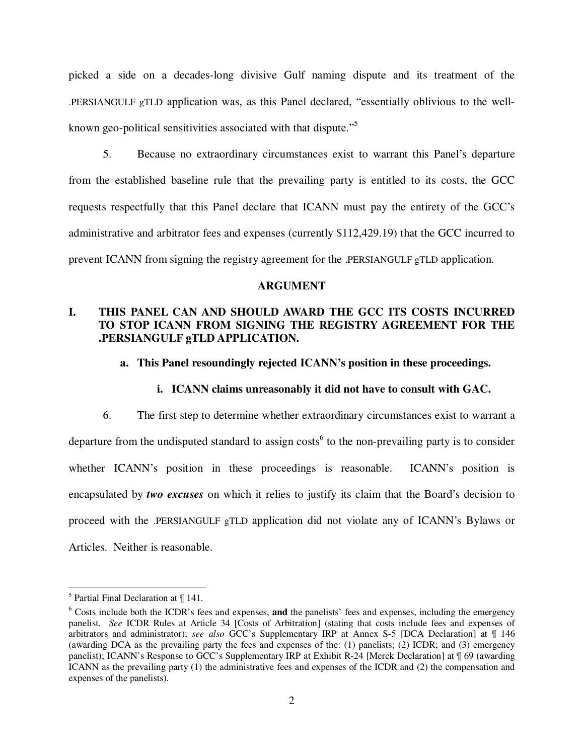picked a side on a decades-long divisive Gulf naming dispute and its treatment of the .PERSIANGULF gTLD application was, as this Panel declared, "essentially oblivious to the well-known geo-political sensitivities associated with that dispute."[5]

5. Because no extraordinary circumstances exist to warrant this Panel's departure from the established baseline rule that the prevailing party is entitled to its costs, the GCC requests respectfully that this Panel declare that ICANN must pay the entirety of the GCC's administrative and arbitrator fees and expenses (currently $112,429.19) that the GCC incurred to prevent ICANN from signing the registry agreement for the .PERSIANGULF gTLD application.

## ARGUMENT

### I. THIS PANEL CAN AND SHOULD AWARD THE GCC ITS COSTS INCURRED TO STOP ICANN FROM SIGNING THE REGISTRY AGREEMENT FOR THE .PERSIANGULF gTLD APPLICATION.

#### a. This Panel resoundingly rejected ICANN's position in these proceedings.

##### i. ICANN claims unreasonably it did not have to consult with GAC.

6. The first step to determine whether extraordinary circumstances exist to warrant a departure from the undisputed standard to assign costs[6] to the non-prevailing party is to consider whether ICANN's position in these proceedings is reasonable. ICANN's position is encapsulated by ***two excuses*** on which it relies to justify its claim that the Board's decision to proceed with the .PERSIANGULF gTLD application did not violate any of ICANN's Bylaws or Articles. Neither is reasonable.

---

[5] Partial Final Declaration at ¶ 141.

[6] Costs include both the ICDR's fees and expenses, **and** the panelists' fees and expenses, including the emergency panelist. *See* ICDR Rules at Article 34 [Costs of Arbitration] (stating that costs include fees and expenses of arbitrators and administrator); *see also* GCC's Supplementary IRP at Annex S-5 [DCA Declaration] at ¶ 146 (awarding DCA as the prevailing party the fees and expenses of the: (1) panelists; (2) ICDR; and (3) emergency panelist); ICANN's Response to GCC's Supplementary IRP at Exhibit R-24 [Merck Declaration] at ¶ 69 (awarding ICANN as the prevailing party (1) the administrative fees and expenses of the ICDR and (2) the compensation and expenses of the panelists).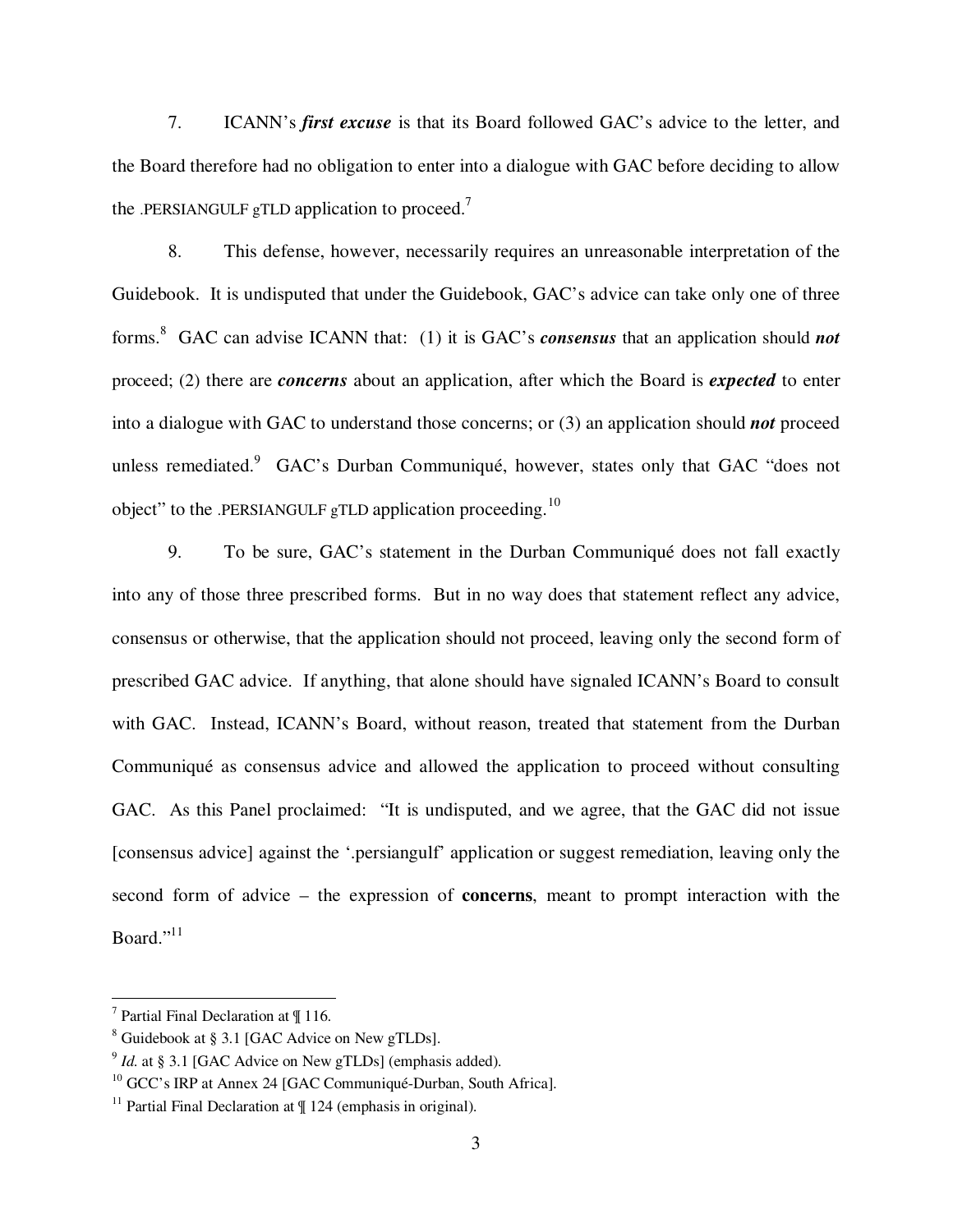7. ICANN's ***first excuse*** is that its Board followed GAC's advice to the letter, and the Board therefore had no obligation to enter into a dialogue with GAC before deciding to allow the .PERSIANGULF gTLD application to proceed.[7]

8. This defense, however, necessarily requires an unreasonable interpretation of the Guidebook. It is undisputed that under the Guidebook, GAC's advice can take only one of three forms.[8] GAC can advise ICANN that: (1) it is GAC's ***consensus*** that an application should ***not*** proceed; (2) there are ***concerns*** about an application, after which the Board is ***expected*** to enter into a dialogue with GAC to understand those concerns; or (3) an application should ***not*** proceed unless remediated.[9] GAC's Durban Communiqué, however, states only that GAC "does not object" to the .PERSIANGULF gTLD application proceeding.[10]

9. To be sure, GAC's statement in the Durban Communiqué does not fall exactly into any of those three prescribed forms. But in no way does that statement reflect any advice, consensus or otherwise, that the application should not proceed, leaving only the second form of prescribed GAC advice. If anything, that alone should have signaled ICANN's Board to consult with GAC. Instead, ICANN's Board, without reason, treated that statement from the Durban Communiqué as consensus advice and allowed the application to proceed without consulting GAC. As this Panel proclaimed: "It is undisputed, and we agree, that the GAC did not issue [consensus advice] against the '.persiangulf' application or suggest remediation, leaving only the second form of advice – the expression of **concerns**, meant to prompt interaction with the Board."[11]

---

[7] Partial Final Declaration at ¶ 116.

[8] Guidebook at § 3.1 [GAC Advice on New gTLDs].

[9] *Id.* at § 3.1 [GAC Advice on New gTLDs] (emphasis added).

[10] GCC's IRP at Annex 24 [GAC Communiqué-Durban, South Africa].

[11] Partial Final Declaration at ¶ 124 (emphasis in original).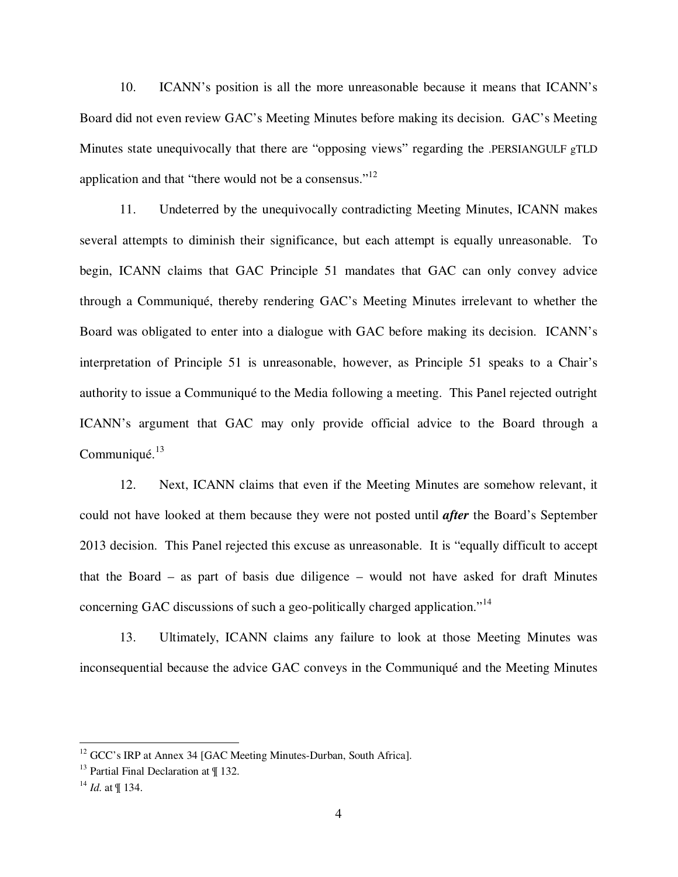10. ICANN's position is all the more unreasonable because it means that ICANN's Board did not even review GAC's Meeting Minutes before making its decision. GAC's Meeting Minutes state unequivocally that there are "opposing views" regarding the .PERSIANGULF gTLD application and that "there would not be a consensus."[12]

11. Undeterred by the unequivocally contradicting Meeting Minutes, ICANN makes several attempts to diminish their significance, but each attempt is equally unreasonable. To begin, ICANN claims that GAC Principle 51 mandates that GAC can only convey advice through a Communiqué, thereby rendering GAC's Meeting Minutes irrelevant to whether the Board was obligated to enter into a dialogue with GAC before making its decision. ICANN's interpretation of Principle 51 is unreasonable, however, as Principle 51 speaks to a Chair's authority to issue a Communiqué to the Media following a meeting. This Panel rejected outright ICANN's argument that GAC may only provide official advice to the Board through a Communiqué.[13]

12. Next, ICANN claims that even if the Meeting Minutes are somehow relevant, it could not have looked at them because they were not posted until ***after*** the Board's September 2013 decision. This Panel rejected this excuse as unreasonable. It is "equally difficult to accept that the Board – as part of basis due diligence – would not have asked for draft Minutes concerning GAC discussions of such a geo-politically charged application."[14]

13. Ultimately, ICANN claims any failure to look at those Meeting Minutes was inconsequential because the advice GAC conveys in the Communiqué and the Meeting Minutes

---

[12] GCC's IRP at Annex 34 [GAC Meeting Minutes-Durban, South Africa].

[13] Partial Final Declaration at ¶ 132.

[14] *Id.* at ¶ 134.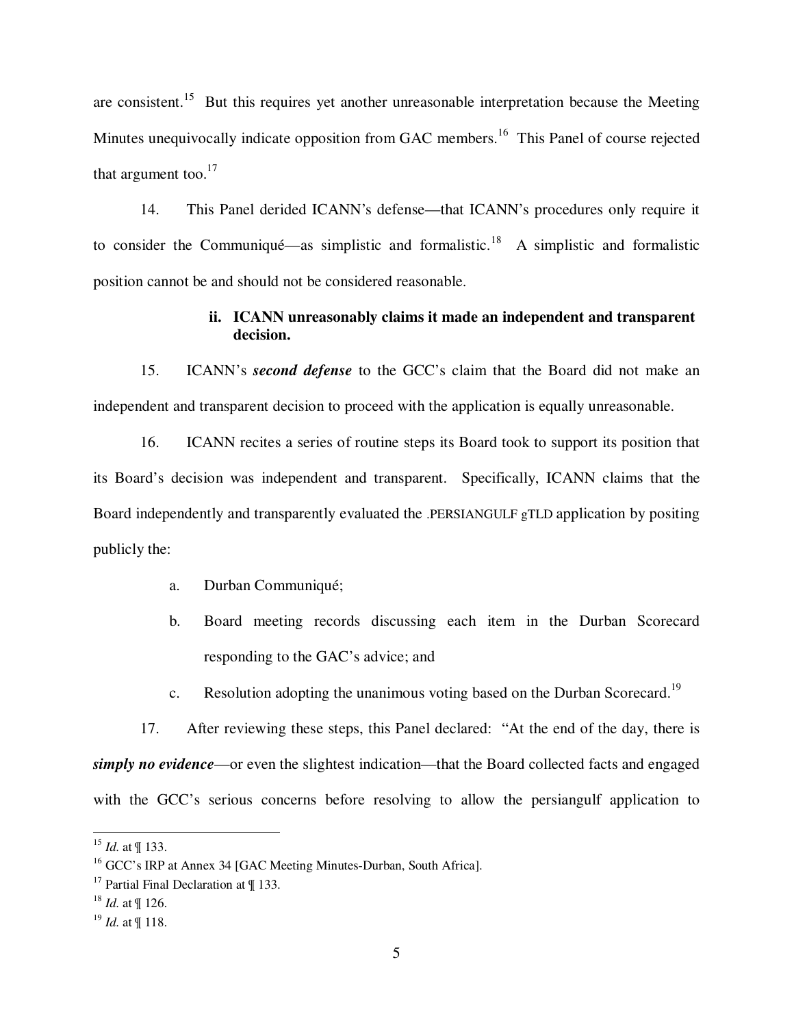are consistent.[15] But this requires yet another unreasonable interpretation because the Meeting Minutes unequivocally indicate opposition from GAC members.[16] This Panel of course rejected that argument too.[17]

14. This Panel derided ICANN's defense—that ICANN's procedures only require it to consider the Communiqué—as simplistic and formalistic.[18] A simplistic and formalistic position cannot be and should not be considered reasonable.

**ii. ICANN unreasonably claims it made an independent and transparent decision.**

15. ICANN's ***second defense*** to the GCC's claim that the Board did not make an independent and transparent decision to proceed with the application is equally unreasonable.

16. ICANN recites a series of routine steps its Board took to support its position that its Board's decision was independent and transparent. Specifically, ICANN claims that the Board independently and transparently evaluated the .PERSIANGULF gTLD application by positing publicly the:

a. Durban Communiqué;

b. Board meeting records discussing each item in the Durban Scorecard responding to the GAC's advice; and

c. Resolution adopting the unanimous voting based on the Durban Scorecard.[19]

17. After reviewing these steps, this Panel declared: "At the end of the day, there is ***simply no evidence***—or even the slightest indication—that the Board collected facts and engaged with the GCC's serious concerns before resolving to allow the persiangulf application to

---

[15] *Id.* at ¶ 133.

[16] GCC's IRP at Annex 34 [GAC Meeting Minutes-Durban, South Africa].

[17] Partial Final Declaration at ¶ 133.

[18] *Id.* at ¶ 126.

[19] *Id.* at ¶ 118.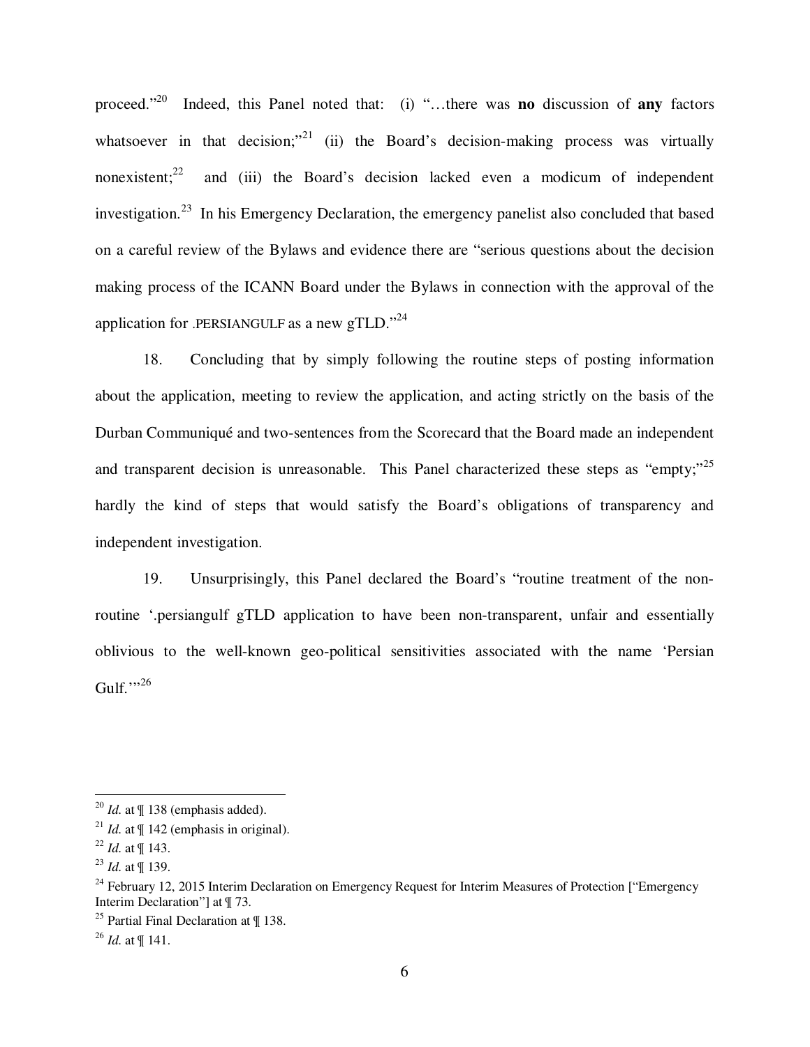proceed."[20] Indeed, this Panel noted that: (i) "…there was **no** discussion of **any** factors whatsoever in that decision;"[21] (ii) the Board's decision-making process was virtually nonexistent;[22] and (iii) the Board's decision lacked even a modicum of independent investigation.[23] In his Emergency Declaration, the emergency panelist also concluded that based on a careful review of the Bylaws and evidence there are "serious questions about the decision making process of the ICANN Board under the Bylaws in connection with the approval of the application for .PERSIANGULF as a new gTLD."[24]

18. Concluding that by simply following the routine steps of posting information about the application, meeting to review the application, and acting strictly on the basis of the Durban Communiqué and two-sentences from the Scorecard that the Board made an independent and transparent decision is unreasonable. This Panel characterized these steps as "empty;"[25] hardly the kind of steps that would satisfy the Board's obligations of transparency and independent investigation.

19. Unsurprisingly, this Panel declared the Board's "routine treatment of the non-routine '.persiangulf gTLD application to have been non-transparent, unfair and essentially oblivious to the well-known geo-political sensitivities associated with the name 'Persian Gulf.'"[26]

---

[20] *Id.* at ¶ 138 (emphasis added).

[21] *Id.* at ¶ 142 (emphasis in original).

[22] *Id.* at ¶ 143.

[23] *Id.* at ¶ 139.

[24] February 12, 2015 Interim Declaration on Emergency Request for Interim Measures of Protection ["Emergency Interim Declaration"] at ¶ 73.

[25] Partial Final Declaration at ¶ 138.

[26] *Id.* at ¶ 141.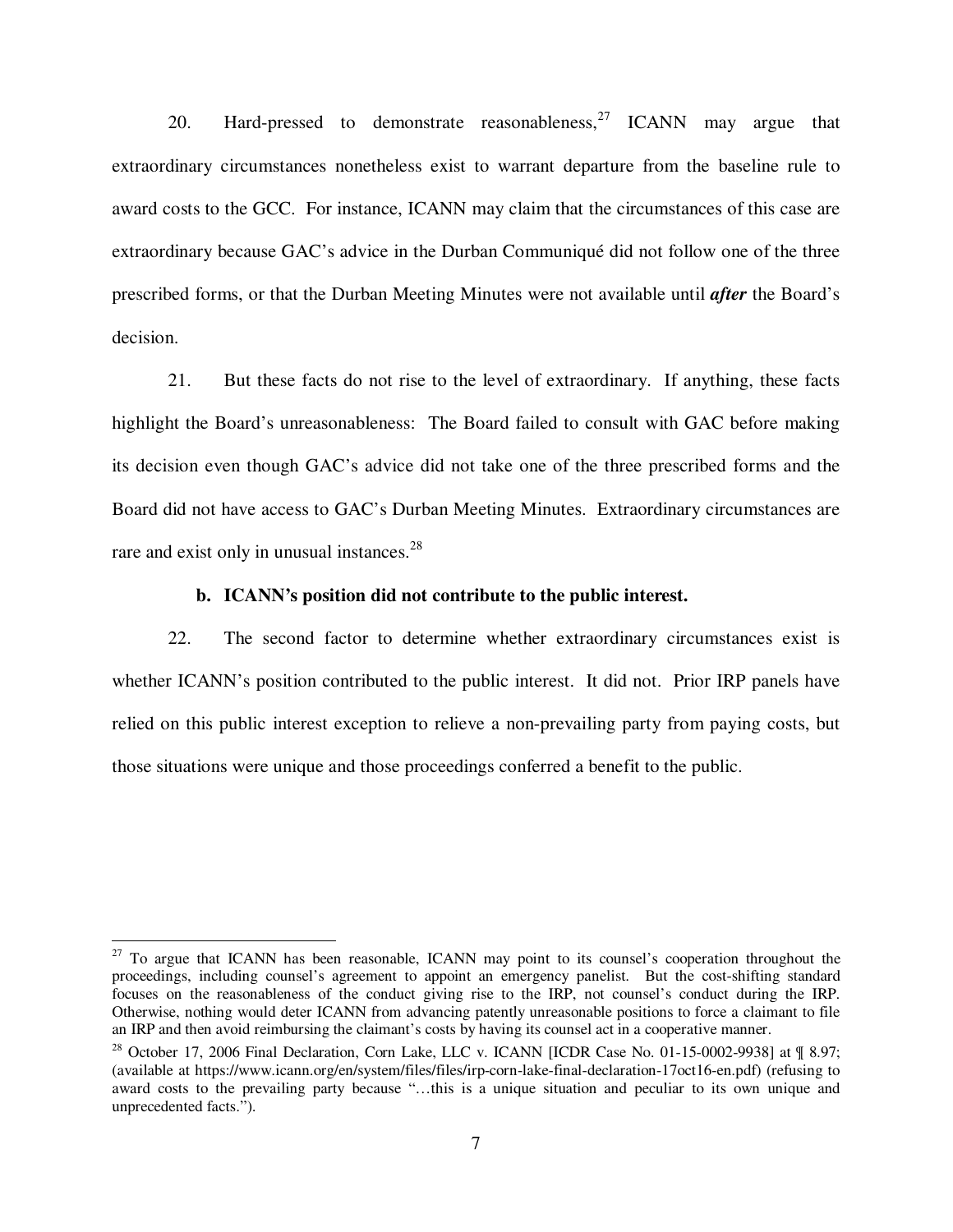20. Hard-pressed to demonstrate reasonableness,[27] ICANN may argue that extraordinary circumstances nonetheless exist to warrant departure from the baseline rule to award costs to the GCC. For instance, ICANN may claim that the circumstances of this case are extraordinary because GAC's advice in the Durban Communiqué did not follow one of the three prescribed forms, or that the Durban Meeting Minutes were not available until ***after*** the Board's decision.

21. But these facts do not rise to the level of extraordinary. If anything, these facts highlight the Board's unreasonableness: The Board failed to consult with GAC before making its decision even though GAC's advice did not take one of the three prescribed forms and the Board did not have access to GAC's Durban Meeting Minutes. Extraordinary circumstances are rare and exist only in unusual instances.[28]

**b. ICANN's position did not contribute to the public interest.**

22. The second factor to determine whether extraordinary circumstances exist is whether ICANN's position contributed to the public interest. It did not. Prior IRP panels have relied on this public interest exception to relieve a non-prevailing party from paying costs, but those situations were unique and those proceedings conferred a benefit to the public.

---

[27] To argue that ICANN has been reasonable, ICANN may point to its counsel's cooperation throughout the proceedings, including counsel's agreement to appoint an emergency panelist. But the cost-shifting standard focuses on the reasonableness of the conduct giving rise to the IRP, not counsel's conduct during the IRP. Otherwise, nothing would deter ICANN from advancing patently unreasonable positions to force a claimant to file an IRP and then avoid reimbursing the claimant's costs by having its counsel act in a cooperative manner.

[28] October 17, 2006 Final Declaration, Corn Lake, LLC v. ICANN [ICDR Case No. 01-15-0002-9938] at ¶ 8.97; (available at https://www.icann.org/en/system/files/files/irp-corn-lake-final-declaration-17oct16-en.pdf) (refusing to award costs to the prevailing party because "…this is a unique situation and peculiar to its own unique and unprecedented facts.").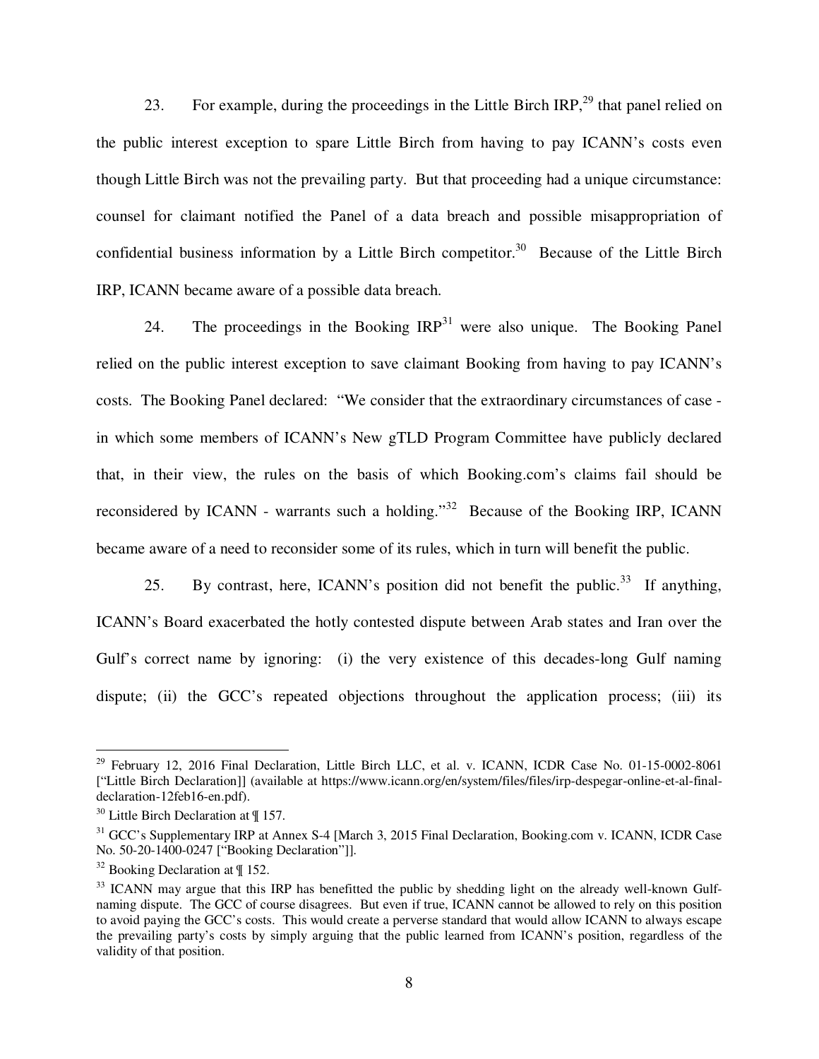23. For example, during the proceedings in the Little Birch IRP,[29] that panel relied on the public interest exception to spare Little Birch from having to pay ICANN's costs even though Little Birch was not the prevailing party. But that proceeding had a unique circumstance: counsel for claimant notified the Panel of a data breach and possible misappropriation of confidential business information by a Little Birch competitor.[30] Because of the Little Birch IRP, ICANN became aware of a possible data breach.

24. The proceedings in the Booking IRP[31] were also unique. The Booking Panel relied on the public interest exception to save claimant Booking from having to pay ICANN's costs. The Booking Panel declared: "We consider that the extraordinary circumstances of case - in which some members of ICANN's New gTLD Program Committee have publicly declared that, in their view, the rules on the basis of which Booking.com's claims fail should be reconsidered by ICANN - warrants such a holding."[32] Because of the Booking IRP, ICANN became aware of a need to reconsider some of its rules, which in turn will benefit the public.

25. By contrast, here, ICANN's position did not benefit the public.[33] If anything, ICANN's Board exacerbated the hotly contested dispute between Arab states and Iran over the Gulf's correct name by ignoring: (i) the very existence of this decades-long Gulf naming dispute; (ii) the GCC's repeated objections throughout the application process; (iii) its

---

[29] February 12, 2016 Final Declaration, Little Birch LLC, et al. v. ICANN, ICDR Case No. 01-15-0002-8061 ["Little Birch Declaration]] (available at https://www.icann.org/en/system/files/files/irp-despegar-online-et-al-final-declaration-12feb16-en.pdf).

[30] Little Birch Declaration at ¶ 157.

[31] GCC's Supplementary IRP at Annex S-4 [March 3, 2015 Final Declaration, Booking.com v. ICANN, ICDR Case No. 50-20-1400-0247 ["Booking Declaration"]].

[32] Booking Declaration at ¶ 152.

[33] ICANN may argue that this IRP has benefitted the public by shedding light on the already well-known Gulf-naming dispute. The GCC of course disagrees. But even if true, ICANN cannot be allowed to rely on this position to avoid paying the GCC's costs. This would create a perverse standard that would allow ICANN to always escape the prevailing party's costs by simply arguing that the public learned from ICANN's position, regardless of the validity of that position.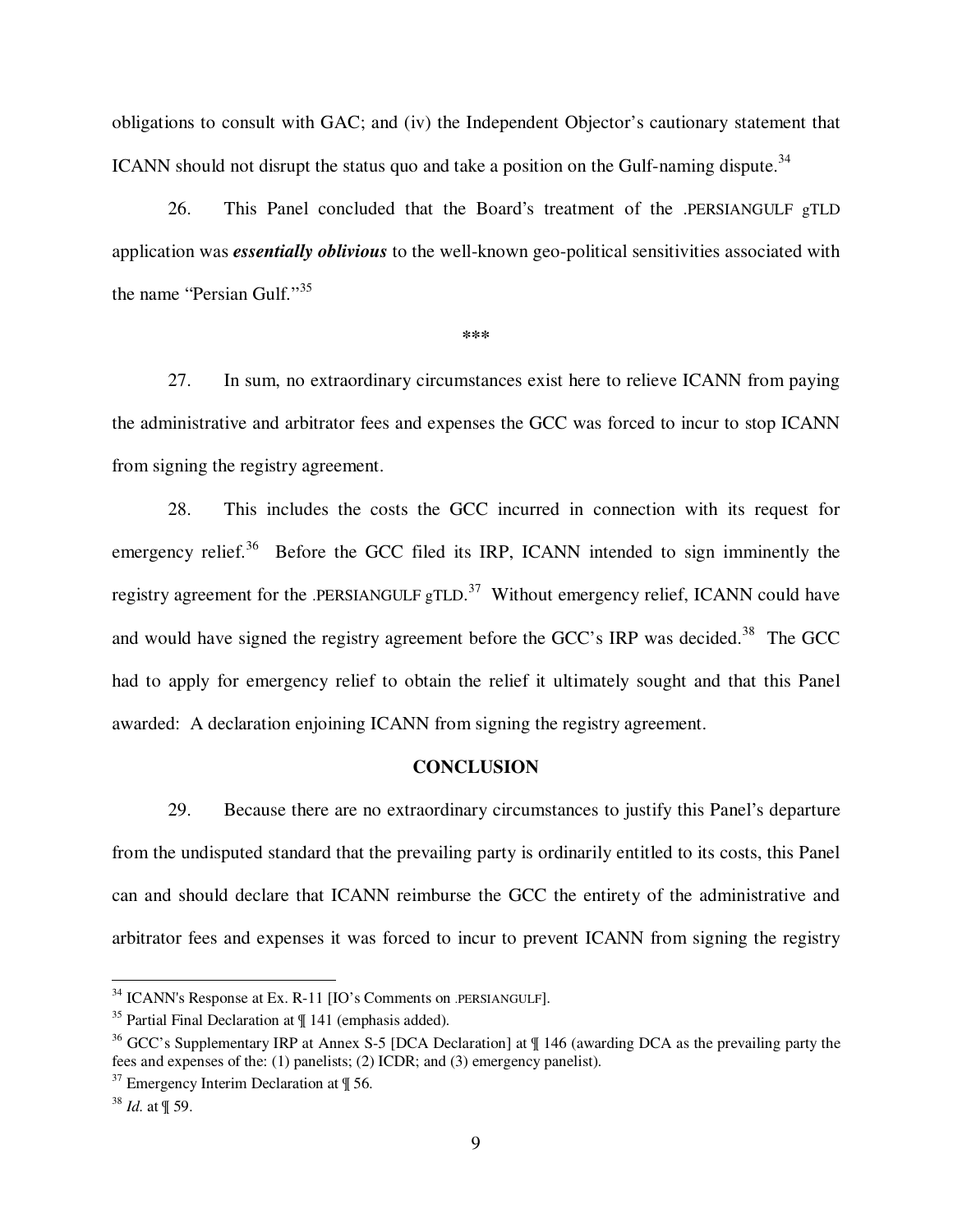obligations to consult with GAC; and (iv) the Independent Objector's cautionary statement that ICANN should not disrupt the status quo and take a position on the Gulf-naming dispute.[34]

26. This Panel concluded that the Board's treatment of the .PERSIANGULF gTLD application was ***essentially oblivious*** to the well-known geo-political sensitivities associated with the name "Persian Gulf."[35]

***

27. In sum, no extraordinary circumstances exist here to relieve ICANN from paying the administrative and arbitrator fees and expenses the GCC was forced to incur to stop ICANN from signing the registry agreement.

28. This includes the costs the GCC incurred in connection with its request for emergency relief.[36] Before the GCC filed its IRP, ICANN intended to sign imminently the registry agreement for the .PERSIANGULF gTLD.[37] Without emergency relief, ICANN could have and would have signed the registry agreement before the GCC's IRP was decided.[38] The GCC had to apply for emergency relief to obtain the relief it ultimately sought and that this Panel awarded: A declaration enjoining ICANN from signing the registry agreement.

**CONCLUSION**

29. Because there are no extraordinary circumstances to justify this Panel's departure from the undisputed standard that the prevailing party is ordinarily entitled to its costs, this Panel can and should declare that ICANN reimburse the GCC the entirety of the administrative and arbitrator fees and expenses it was forced to incur to prevent ICANN from signing the registry

---

[34] ICANN's Response at Ex. R-11 [IO's Comments on .PERSIANGULF].

[35] Partial Final Declaration at ¶ 141 (emphasis added).

[36] GCC's Supplementary IRP at Annex S-5 [DCA Declaration] at ¶ 146 (awarding DCA as the prevailing party the fees and expenses of the: (1) panelists; (2) ICDR; and (3) emergency panelist).

[37] Emergency Interim Declaration at ¶ 56.

[38] *Id.* at ¶ 59.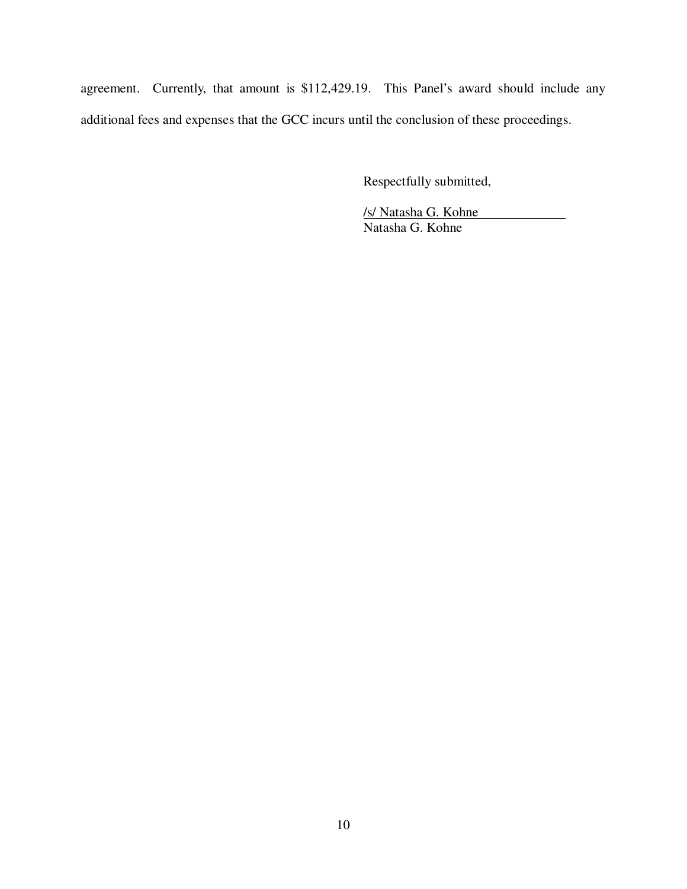agreement. Currently, that amount is $112,429.19. This Panel's award should include any additional fees and expenses that the GCC incurs until the conclusion of these proceedings.

Respectfully submitted,

/s/ Natasha G. Kohne
Natasha G. Kohne